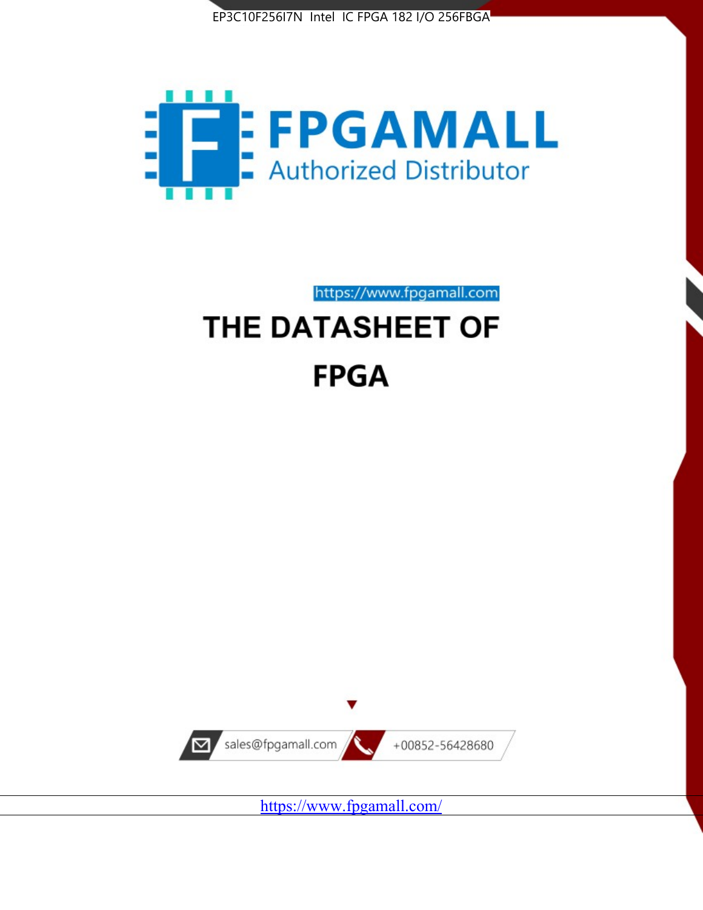EP3C10F256I7N Intel IC FPGA 182 I/O 256FBGA

FPGAMALL
Authorized Distributor

https://www.fpgamall.com

# THE DATASHEET OF

# FPGA

sales@fpgamall.com

+00852-56428680

https://www.fpgamall.com/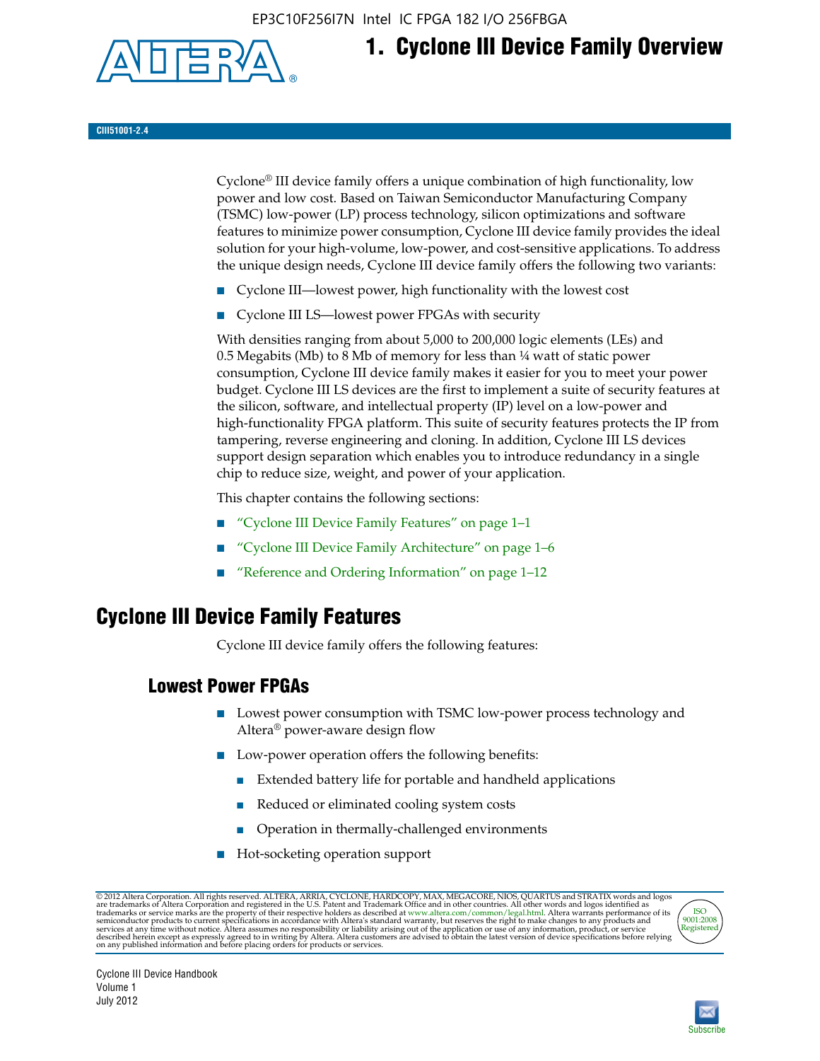# 1. Cyclone III Device Family Overview

CIII51001-2.4

Cyclone® III device family offers a unique combination of high functionality, low power and low cost. Based on Taiwan Semiconductor Manufacturing Company (TSMC) low-power (LP) process technology, silicon optimizations and software features to minimize power consumption, Cyclone III device family provides the ideal solution for your high-volume, low-power, and cost-sensitive applications. To address the unique design needs, Cyclone III device family offers the following two variants:

- Cyclone III—lowest power, high functionality with the lowest cost
- Cyclone III LS—lowest power FPGAs with security

With densities ranging from about 5,000 to 200,000 logic elements (LEs) and 0.5 Megabits (Mb) to 8 Mb of memory for less than ¼ watt of static power consumption, Cyclone III device family makes it easier for you to meet your power budget. Cyclone III LS devices are the first to implement a suite of security features at the silicon, software, and intellectual property (IP) level on a low-power and high-functionality FPGA platform. This suite of security features protects the IP from tampering, reverse engineering and cloning. In addition, Cyclone III LS devices support design separation which enables you to introduce redundancy in a single chip to reduce size, weight, and power of your application.

This chapter contains the following sections:

- "Cyclone III Device Family Features" on page 1–1
- "Cyclone III Device Family Architecture" on page 1–6
- "Reference and Ordering Information" on page 1–12

## Cyclone III Device Family Features

Cyclone III device family offers the following features:

### Lowest Power FPGAs

- Lowest power consumption with TSMC low-power process technology and Altera® power-aware design flow
- Low-power operation offers the following benefits:
  - Extended battery life for portable and handheld applications
  - Reduced or eliminated cooling system costs
  - Operation in thermally-challenged environments
- Hot-socketing operation support

© 2012 Altera Corporation. All rights reserved. ALTERA, ARRIA, CYCLONE, HARDCOPY, MAX, MEGACORE, NIOS, QUARTUS and STRATIX words and logos are trademarks of Altera Corporation and registered in the U.S. Patent and Trademark Office and in other countries. All other words and logos identified as trademarks or service marks are the property of their respective holders as described at www.altera.com/common/legal.html. Altera warrants performance of its semiconductor products to current specifications in accordance with Altera's standard warranty, but reserves the right to make changes to any products and services at any time without notice. Altera assumes no responsibility or liability arising out of the application or use of any information, product, or service described herein except as expressly agreed to in writing by Altera. Altera customers are advised to obtain the latest version of device specifications before relying on any published information and before placing orders for products or services.

Cyclone III Device Handbook
Volume 1
July 2012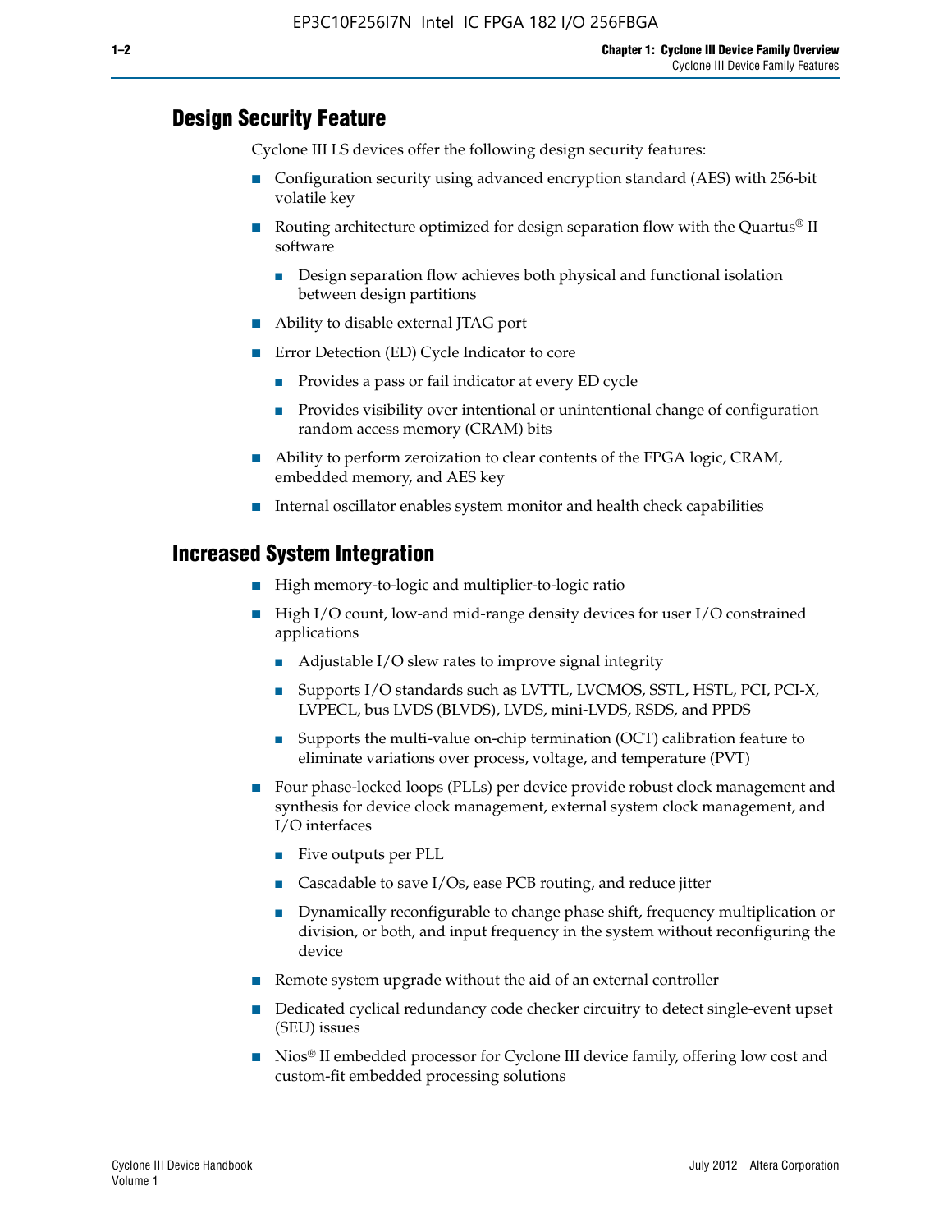## Design Security Feature

Cyclone III LS devices offer the following design security features:

- Configuration security using advanced encryption standard (AES) with 256-bit volatile key
- Routing architecture optimized for design separation flow with the Quartus® II software
  - Design separation flow achieves both physical and functional isolation between design partitions
- Ability to disable external JTAG port
- Error Detection (ED) Cycle Indicator to core
  - Provides a pass or fail indicator at every ED cycle
  - Provides visibility over intentional or unintentional change of configuration random access memory (CRAM) bits
- Ability to perform zeroization to clear contents of the FPGA logic, CRAM, embedded memory, and AES key
- Internal oscillator enables system monitor and health check capabilities

## Increased System Integration

- High memory-to-logic and multiplier-to-logic ratio
- High I/O count, low-and mid-range density devices for user I/O constrained applications
  - Adjustable I/O slew rates to improve signal integrity
  - Supports I/O standards such as LVTTL, LVCMOS, SSTL, HSTL, PCI, PCI-X, LVPECL, bus LVDS (BLVDS), LVDS, mini-LVDS, RSDS, and PPDS
  - Supports the multi-value on-chip termination (OCT) calibration feature to eliminate variations over process, voltage, and temperature (PVT)
- Four phase-locked loops (PLLs) per device provide robust clock management and synthesis for device clock management, external system clock management, and I/O interfaces
  - Five outputs per PLL
  - Cascadable to save I/Os, ease PCB routing, and reduce jitter
  - Dynamically reconfigurable to change phase shift, frequency multiplication or division, or both, and input frequency in the system without reconfiguring the device
- Remote system upgrade without the aid of an external controller
- Dedicated cyclical redundancy code checker circuitry to detect single-event upset (SEU) issues
- Nios® II embedded processor for Cyclone III device family, offering low cost and custom-fit embedded processing solutions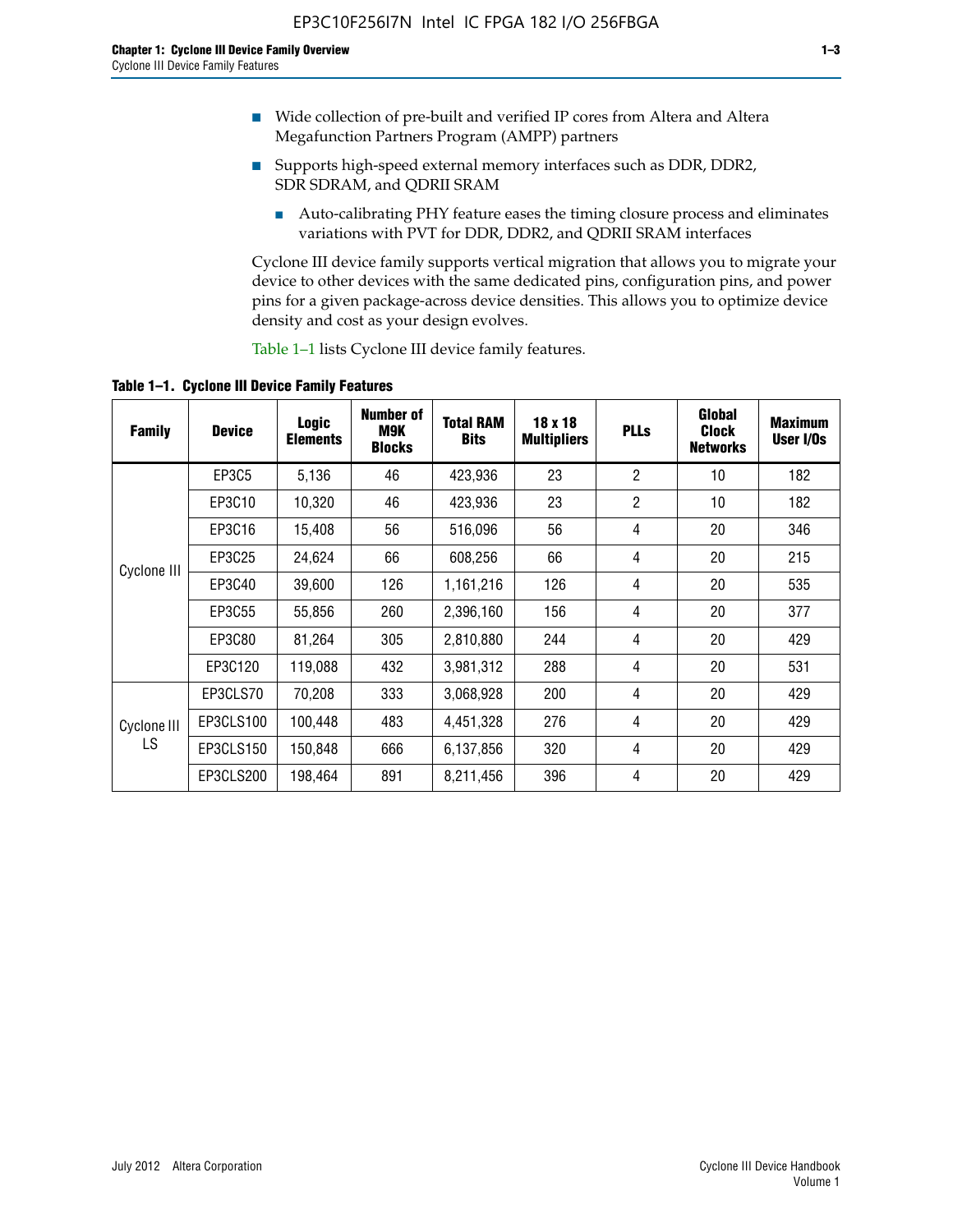- Wide collection of pre-built and verified IP cores from Altera and Altera Megafunction Partners Program (AMPP) partners
- Supports high-speed external memory interfaces such as DDR, DDR2, SDR SDRAM, and QDRII SRAM
  - Auto-calibrating PHY feature eases the timing closure process and eliminates variations with PVT for DDR, DDR2, and QDRII SRAM interfaces

Cyclone III device family supports vertical migration that allows you to migrate your device to other devices with the same dedicated pins, configuration pins, and power pins for a given package-across device densities. This allows you to optimize device density and cost as your design evolves.

Table 1–1 lists Cyclone III device family features.

**Table 1–1. Cyclone III Device Family Features**

| Family | Device | Logic Elements | Number of M9K Blocks | Total RAM Bits | 18 x 18 Multipliers | PLLs | Global Clock Networks | Maximum User I/Os |
|---|---|---|---|---|---|---|---|---|
| Cyclone III | EP3C5 | 5,136 | 46 | 423,936 | 23 | 2 | 10 | 182 |
| | EP3C10 | 10,320 | 46 | 423,936 | 23 | 2 | 10 | 182 |
| | EP3C16 | 15,408 | 56 | 516,096 | 56 | 4 | 20 | 346 |
| | EP3C25 | 24,624 | 66 | 608,256 | 66 | 4 | 20 | 215 |
| | EP3C40 | 39,600 | 126 | 1,161,216 | 126 | 4 | 20 | 535 |
| | EP3C55 | 55,856 | 260 | 2,396,160 | 156 | 4 | 20 | 377 |
| | EP3C80 | 81,264 | 305 | 2,810,880 | 244 | 4 | 20 | 429 |
| | EP3C120 | 119,088 | 432 | 3,981,312 | 288 | 4 | 20 | 531 |
| Cyclone III LS | EP3CLS70 | 70,208 | 333 | 3,068,928 | 200 | 4 | 20 | 429 |
| | EP3CLS100 | 100,448 | 483 | 4,451,328 | 276 | 4 | 20 | 429 |
| | EP3CLS150 | 150,848 | 666 | 6,137,856 | 320 | 4 | 20 | 429 |
| | EP3CLS200 | 198,464 | 891 | 8,211,456 | 396 | 4 | 20 | 429 |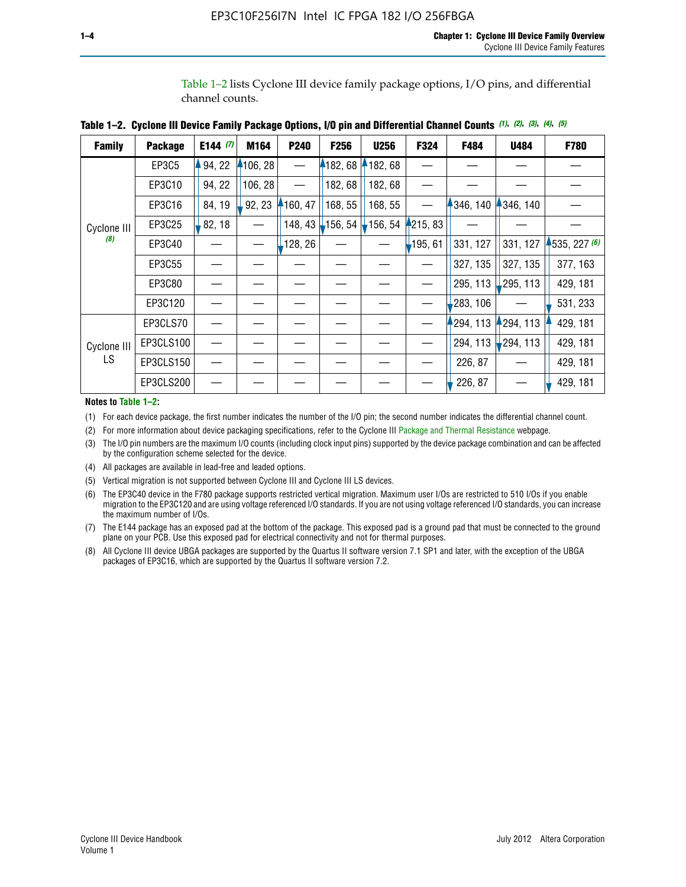Table 1–2 lists Cyclone III device family package options, I/O pins, and differential channel counts.

**Table 1–2. Cyclone III Device Family Package Options, I/O pin and Differential Channel Counts (1), (2), (3), (4), (5)**

| Family | Package | E144 (7) | M164 | P240 | F256 | U256 | F324 | F484 | U484 | F780 |
|---|---|---|---|---|---|---|---|---|---|---|
| Cyclone III (8) | EP3C5 | 94, 22 | 106, 28 | — | 182, 68 | 182, 68 | — | — | — | — |
| | EP3C10 | 94, 22 | 106, 28 | — | 182, 68 | 182, 68 | — | — | — | — |
| | EP3C16 | 84, 19 | 92, 23 | 160, 47 | 168, 55 | 168, 55 | — | 346, 140 | 346, 140 | — |
| | EP3C25 | 82, 18 | — | 148, 43 | 156, 54 | 156, 54 | 215, 83 | — | — | — |
| | EP3C40 | — | — | 128, 26 | — | — | 195, 61 | 331, 127 | 331, 127 | 535, 227 (6) |
| | EP3C55 | — | — | — | — | — | — | 327, 135 | 327, 135 | 377, 163 |
| | EP3C80 | — | — | — | — | — | — | 295, 113 | 295, 113 | 429, 181 |
| | EP3C120 | — | — | — | — | — | — | 283, 106 | — | 531, 233 |
| Cyclone III LS | EP3CLS70 | — | — | — | — | — | — | 294, 113 | 294, 113 | 429, 181 |
| | EP3CLS100 | — | — | — | — | — | — | 294, 113 | 294, 113 | 429, 181 |
| | EP3CLS150 | — | — | — | — | — | — | 226, 87 | — | 429, 181 |
| | EP3CLS200 | — | — | — | — | — | — | 226, 87 | — | 429, 181 |

**Notes to Table 1–2:**

(1) For each device package, the first number indicates the number of the I/O pin; the second number indicates the differential channel count.

(2) For more information about device packaging specifications, refer to the Cyclone III Package and Thermal Resistance webpage.

(3) The I/O pin numbers are the maximum I/O counts (including clock input pins) supported by the device package combination and can be affected by the configuration scheme selected for the device.

(4) All packages are available in lead-free and leaded options.

(5) Vertical migration is not supported between Cyclone III and Cyclone III LS devices.

(6) The EP3C40 device in the F780 package supports restricted vertical migration. Maximum user I/Os are restricted to 510 I/Os if you enable migration to the EP3C120 and are using voltage referenced I/O standards. If you are not using voltage referenced I/O standards, you can increase the maximum number of I/Os.

(7) The E144 package has an exposed pad at the bottom of the package. This exposed pad is a ground pad that must be connected to the ground plane on your PCB. Use this exposed pad for electrical connectivity and not for thermal purposes.

(8) All Cyclone III device UBGA packages are supported by the Quartus II software version 7.1 SP1 and later, with the exception of the UBGA packages of EP3C16, which are supported by the Quartus II software version 7.2.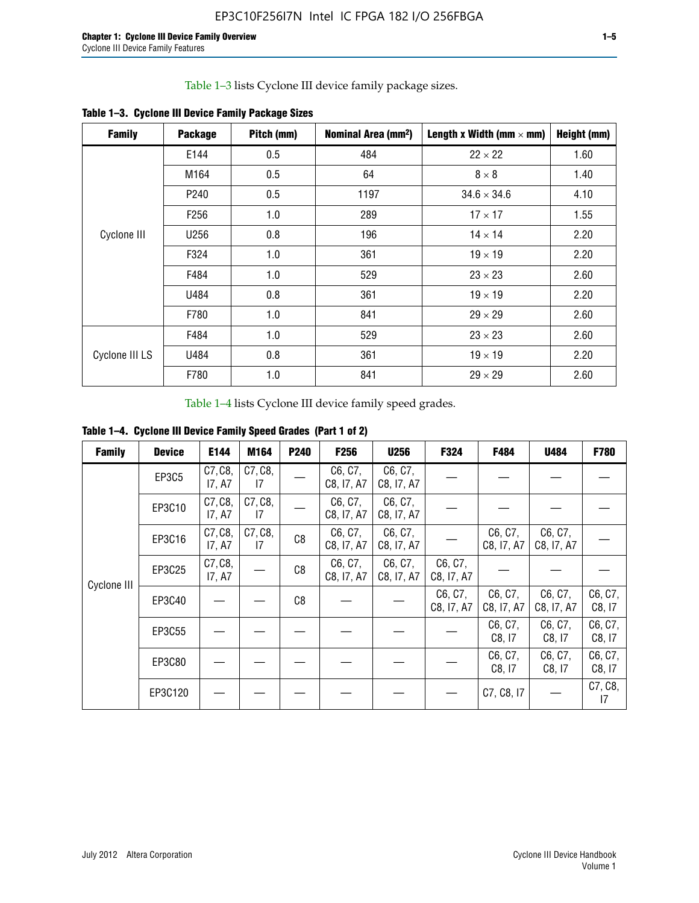Table 1–3 lists Cyclone III device family package sizes.

**Table 1–3. Cyclone III Device Family Package Sizes**

| Family | Package | Pitch (mm) | Nominal Area (mm²) | Length x Width (mm × mm) | Height (mm) |
|---|---|---|---|---|---|
| Cyclone III | E144 | 0.5 | 484 | 22 × 22 | 1.60 |
| | M164 | 0.5 | 64 | 8 × 8 | 1.40 |
| | P240 | 0.5 | 1197 | 34.6 × 34.6 | 4.10 |
| | F256 | 1.0 | 289 | 17 × 17 | 1.55 |
| | U256 | 0.8 | 196 | 14 × 14 | 2.20 |
| | F324 | 1.0 | 361 | 19 × 19 | 2.20 |
| | F484 | 1.0 | 529 | 23 × 23 | 2.60 |
| | U484 | 0.8 | 361 | 19 × 19 | 2.20 |
| | F780 | 1.0 | 841 | 29 × 29 | 2.60 |
| Cyclone III LS | F484 | 1.0 | 529 | 23 × 23 | 2.60 |
| | U484 | 0.8 | 361 | 19 × 19 | 2.20 |
| | F780 | 1.0 | 841 | 29 × 29 | 2.60 |

Table 1–4 lists Cyclone III device family speed grades.

**Table 1–4. Cyclone III Device Family Speed Grades (Part 1 of 2)**

| Family | Device | E144 | M164 | P240 | F256 | U256 | F324 | F484 | U484 | F780 |
|---|---|---|---|---|---|---|---|---|---|---|
| Cyclone III | EP3C5 | C7, C8, I7, A7 | C7, C8, I7 | — | C6, C7, C8, I7, A7 | C6, C7, C8, I7, A7 | — | — | — | — |
| | EP3C10 | C7, C8, I7, A7 | C7, C8, I7 | — | C6, C7, C8, I7, A7 | C6, C7, C8, I7, A7 | — | — | — | — |
| | EP3C16 | C7, C8, I7, A7 | C7, C8, I7 | C8 | C6, C7, C8, I7, A7 | C6, C7, C8, I7, A7 | — | C6, C7, C8, I7, A7 | C6, C7, C8, I7, A7 | — |
| | EP3C25 | C7, C8, I7, A7 | — | C8 | C6, C7, C8, I7, A7 | C6, C7, C8, I7, A7 | C6, C7, C8, I7, A7 | — | — | — |
| | EP3C40 | — | — | C8 | — | — | C6, C7, C8, I7, A7 | C6, C7, C8, I7, A7 | C6, C7, C8, I7, A7 | C6, C7, C8, I7 |
| | EP3C55 | — | — | — | — | — | — | C6, C7, C8, I7 | C6, C7, C8, I7 | C6, C7, C8, I7 |
| | EP3C80 | — | — | — | — | — | — | C6, C7, C8, I7 | C6, C7, C8, I7 | C6, C7, C8, I7 |
| | EP3C120 | — | — | — | — | — | — | C7, C8, I7 | — | C7, C8, I7 |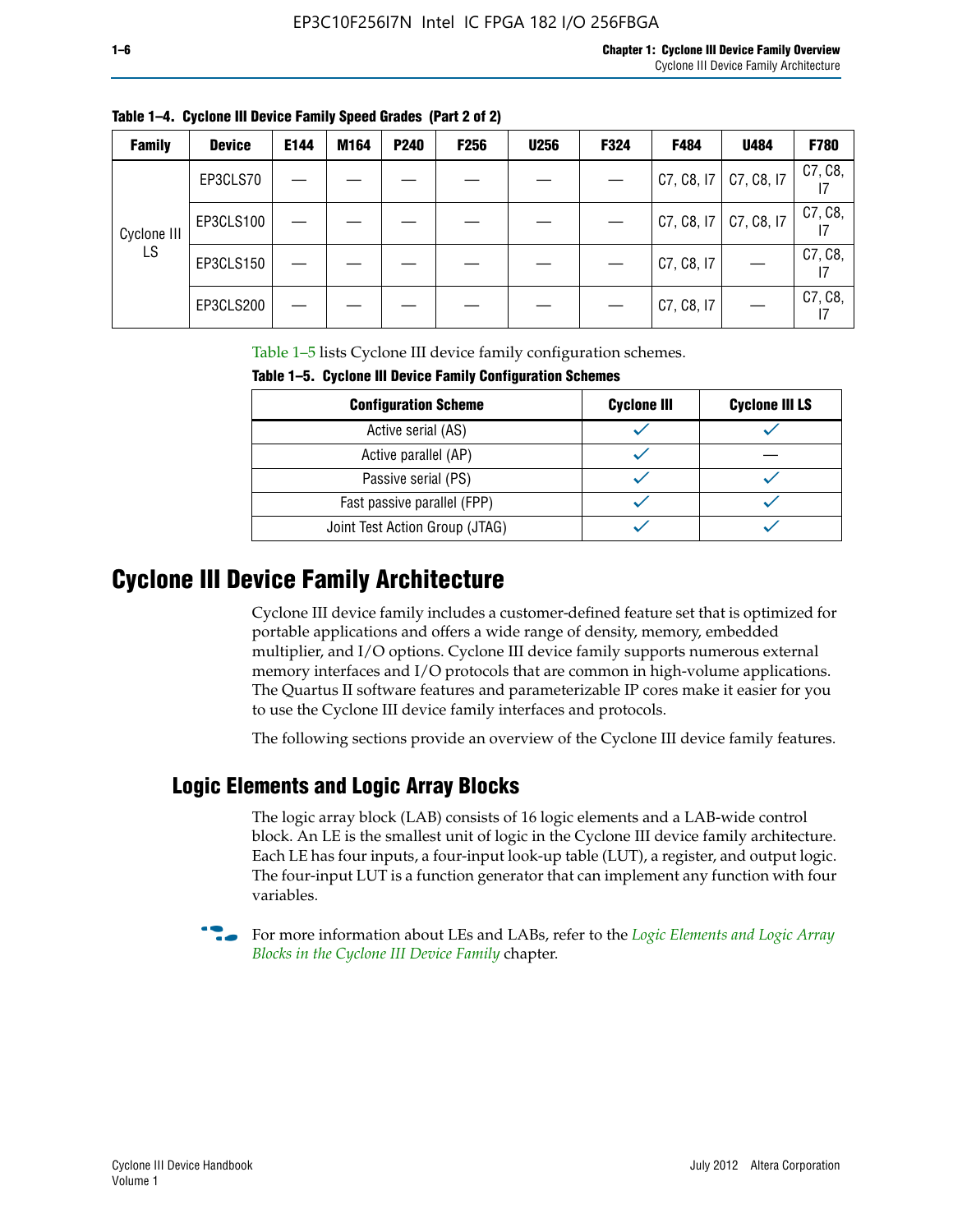**Table 1–4. Cyclone III Device Family Speed Grades (Part 2 of 2)**

| Family | Device | E144 | M164 | P240 | F256 | U256 | F324 | F484 | U484 | F780 |
|---|---|---|---|---|---|---|---|---|---|---|
| Cyclone III LS | EP3CLS70 | — | — | — | — | — | — | C7, C8, I7 | C7, C8, I7 | C7, C8, I7 |
| | EP3CLS100 | — | — | — | — | — | — | C7, C8, I7 | C7, C8, I7 | C7, C8, I7 |
| | EP3CLS150 | — | — | — | — | — | — | C7, C8, I7 | — | C7, C8, I7 |
| | EP3CLS200 | — | — | — | — | — | — | C7, C8, I7 | — | C7, C8, I7 |

Table 1–5 lists Cyclone III device family configuration schemes.

**Table 1–5. Cyclone III Device Family Configuration Schemes**

| Configuration Scheme | Cyclone III | Cyclone III LS |
|---|---|---|
| Active serial (AS) | ✓ | ✓ |
| Active parallel (AP) | ✓ | — |
| Passive serial (PS) | ✓ | ✓ |
| Fast passive parallel (FPP) | ✓ | ✓ |
| Joint Test Action Group (JTAG) | ✓ | ✓ |

# Cyclone III Device Family Architecture

Cyclone III device family includes a customer-defined feature set that is optimized for portable applications and offers a wide range of density, memory, embedded multiplier, and I/O options. Cyclone III device family supports numerous external memory interfaces and I/O protocols that are common in high-volume applications. The Quartus II software features and parameterizable IP cores make it easier for you to use the Cyclone III device family interfaces and protocols.

The following sections provide an overview of the Cyclone III device family features.

## Logic Elements and Logic Array Blocks

The logic array block (LAB) consists of 16 logic elements and a LAB-wide control block. An LE is the smallest unit of logic in the Cyclone III device family architecture. Each LE has four inputs, a four-input look-up table (LUT), a register, and output logic. The four-input LUT is a function generator that can implement any function with four variables.

For more information about LEs and LABs, refer to the *Logic Elements and Logic Array Blocks in the Cyclone III Device Family* chapter.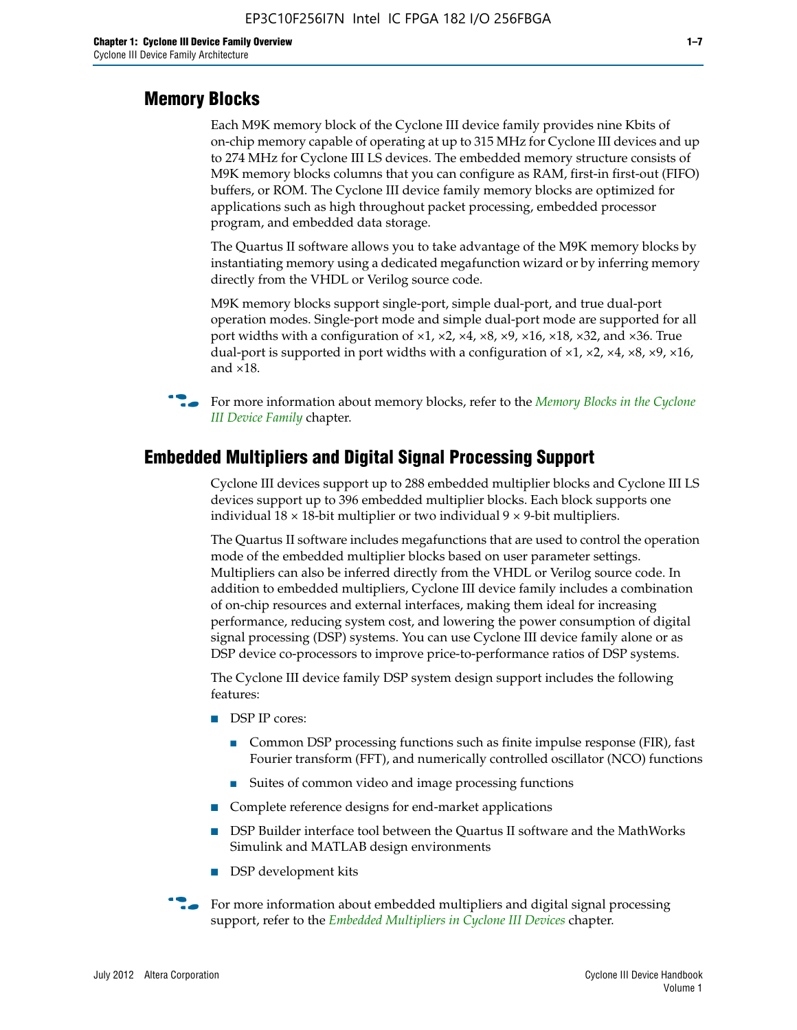## Memory Blocks

Each M9K memory block of the Cyclone III device family provides nine Kbits of on-chip memory capable of operating at up to 315 MHz for Cyclone III devices and up to 274 MHz for Cyclone III LS devices. The embedded memory structure consists of M9K memory blocks columns that you can configure as RAM, first-in first-out (FIFO) buffers, or ROM. The Cyclone III device family memory blocks are optimized for applications such as high throughout packet processing, embedded processor program, and embedded data storage.

The Quartus II software allows you to take advantage of the M9K memory blocks by instantiating memory using a dedicated megafunction wizard or by inferring memory directly from the VHDL or Verilog source code.

M9K memory blocks support single-port, simple dual-port, and true dual-port operation modes. Single-port mode and simple dual-port mode are supported for all port widths with a configuration of ×1, ×2, ×4, ×8, ×9, ×16, ×18, ×32, and ×36. True dual-port is supported in port widths with a configuration of ×1, ×2, ×4, ×8, ×9, ×16, and ×18.

For more information about memory blocks, refer to the *Memory Blocks in the Cyclone III Device Family* chapter.

## Embedded Multipliers and Digital Signal Processing Support

Cyclone III devices support up to 288 embedded multiplier blocks and Cyclone III LS devices support up to 396 embedded multiplier blocks. Each block supports one individual 18 × 18-bit multiplier or two individual 9 × 9-bit multipliers.

The Quartus II software includes megafunctions that are used to control the operation mode of the embedded multiplier blocks based on user parameter settings. Multipliers can also be inferred directly from the VHDL or Verilog source code. In addition to embedded multipliers, Cyclone III device family includes a combination of on-chip resources and external interfaces, making them ideal for increasing performance, reducing system cost, and lowering the power consumption of digital signal processing (DSP) systems. You can use Cyclone III device family alone or as DSP device co-processors to improve price-to-performance ratios of DSP systems.

The Cyclone III device family DSP system design support includes the following features:

- DSP IP cores:
  - Common DSP processing functions such as finite impulse response (FIR), fast Fourier transform (FFT), and numerically controlled oscillator (NCO) functions
  - Suites of common video and image processing functions
- Complete reference designs for end-market applications
- DSP Builder interface tool between the Quartus II software and the MathWorks Simulink and MATLAB design environments
- DSP development kits

For more information about embedded multipliers and digital signal processing support, refer to the *Embedded Multipliers in Cyclone III Devices* chapter.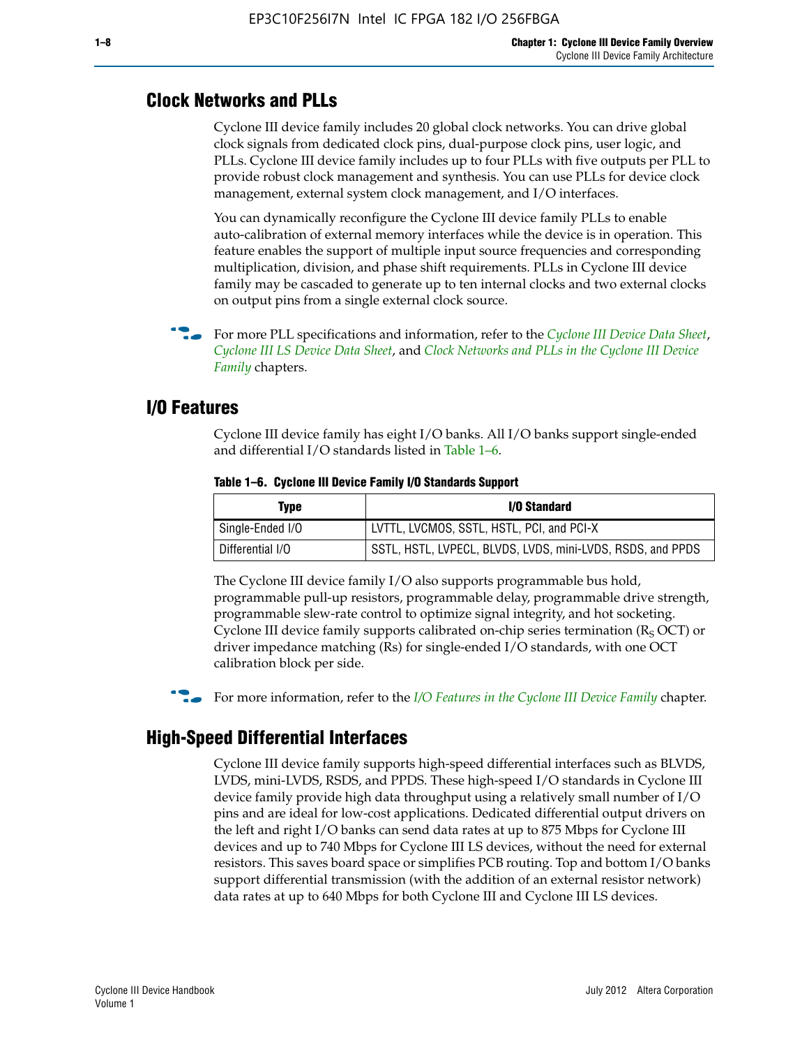## Clock Networks and PLLs

Cyclone III device family includes 20 global clock networks. You can drive global clock signals from dedicated clock pins, dual-purpose clock pins, user logic, and PLLs. Cyclone III device family includes up to four PLLs with five outputs per PLL to provide robust clock management and synthesis. You can use PLLs for device clock management, external system clock management, and I/O interfaces.

You can dynamically reconfigure the Cyclone III device family PLLs to enable auto-calibration of external memory interfaces while the device is in operation. This feature enables the support of multiple input source frequencies and corresponding multiplication, division, and phase shift requirements. PLLs in Cyclone III device family may be cascaded to generate up to ten internal clocks and two external clocks on output pins from a single external clock source.

For more PLL specifications and information, refer to the *Cyclone III Device Data Sheet*, *Cyclone III LS Device Data Sheet*, and *Clock Networks and PLLs in the Cyclone III Device Family* chapters.

## I/O Features

Cyclone III device family has eight I/O banks. All I/O banks support single-ended and differential I/O standards listed in Table 1–6.

**Table 1–6. Cyclone III Device Family I/O Standards Support**

| Type | I/O Standard |
|---|---|
| Single-Ended I/O | LVTTL, LVCMOS, SSTL, HSTL, PCI, and PCI-X |
| Differential I/O | SSTL, HSTL, LVPECL, BLVDS, LVDS, mini-LVDS, RSDS, and PPDS |

The Cyclone III device family I/O also supports programmable bus hold, programmable pull-up resistors, programmable delay, programmable drive strength, programmable slew-rate control to optimize signal integrity, and hot socketing. Cyclone III device family supports calibrated on-chip series termination ($R_S$ OCT) or driver impedance matching (Rs) for single-ended I/O standards, with one OCT calibration block per side.

For more information, refer to the *I/O Features in the Cyclone III Device Family* chapter.

## High-Speed Differential Interfaces

Cyclone III device family supports high-speed differential interfaces such as BLVDS, LVDS, mini-LVDS, RSDS, and PPDS. These high-speed I/O standards in Cyclone III device family provide high data throughput using a relatively small number of I/O pins and are ideal for low-cost applications. Dedicated differential output drivers on the left and right I/O banks can send data rates at up to 875 Mbps for Cyclone III devices and up to 740 Mbps for Cyclone III LS devices, without the need for external resistors. This saves board space or simplifies PCB routing. Top and bottom I/O banks support differential transmission (with the addition of an external resistor network) data rates at up to 640 Mbps for both Cyclone III and Cyclone III LS devices.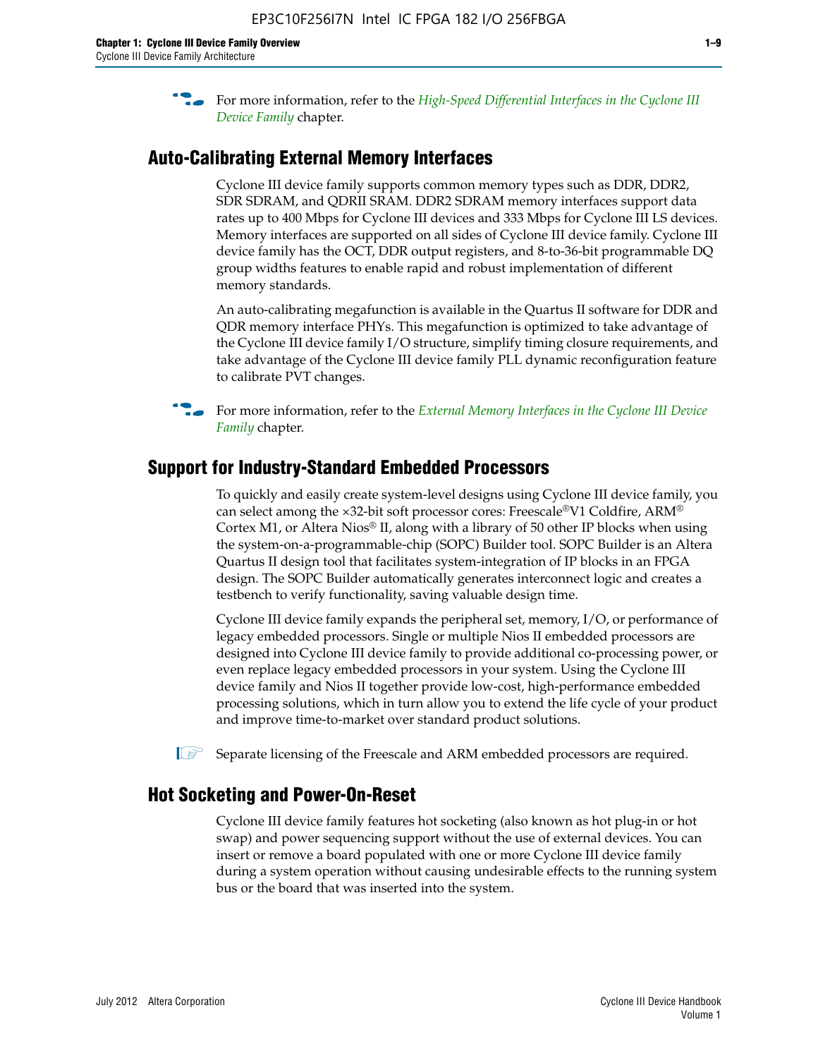For more information, refer to the *High-Speed Differential Interfaces in the Cyclone III Device Family* chapter.

## Auto-Calibrating External Memory Interfaces

Cyclone III device family supports common memory types such as DDR, DDR2, SDR SDRAM, and QDRII SRAM. DDR2 SDRAM memory interfaces support data rates up to 400 Mbps for Cyclone III devices and 333 Mbps for Cyclone III LS devices. Memory interfaces are supported on all sides of Cyclone III device family. Cyclone III device family has the OCT, DDR output registers, and 8-to-36-bit programmable DQ group widths features to enable rapid and robust implementation of different memory standards.

An auto-calibrating megafunction is available in the Quartus II software for DDR and QDR memory interface PHYs. This megafunction is optimized to take advantage of the Cyclone III device family I/O structure, simplify timing closure requirements, and take advantage of the Cyclone III device family PLL dynamic reconfiguration feature to calibrate PVT changes.

For more information, refer to the *External Memory Interfaces in the Cyclone III Device Family* chapter.

## Support for Industry-Standard Embedded Processors

To quickly and easily create system-level designs using Cyclone III device family, you can select among the ×32-bit soft processor cores: Freescale®V1 Coldfire, ARM® Cortex M1, or Altera Nios® II, along with a library of 50 other IP blocks when using the system-on-a-programmable-chip (SOPC) Builder tool. SOPC Builder is an Altera Quartus II design tool that facilitates system-integration of IP blocks in an FPGA design. The SOPC Builder automatically generates interconnect logic and creates a testbench to verify functionality, saving valuable design time.

Cyclone III device family expands the peripheral set, memory, I/O, or performance of legacy embedded processors. Single or multiple Nios II embedded processors are designed into Cyclone III device family to provide additional co-processing power, or even replace legacy embedded processors in your system. Using the Cyclone III device family and Nios II together provide low-cost, high-performance embedded processing solutions, which in turn allow you to extend the life cycle of your product and improve time-to-market over standard product solutions.

Separate licensing of the Freescale and ARM embedded processors are required.

## Hot Socketing and Power-On-Reset

Cyclone III device family features hot socketing (also known as hot plug-in or hot swap) and power sequencing support without the use of external devices. You can insert or remove a board populated with one or more Cyclone III device family during a system operation without causing undesirable effects to the running system bus or the board that was inserted into the system.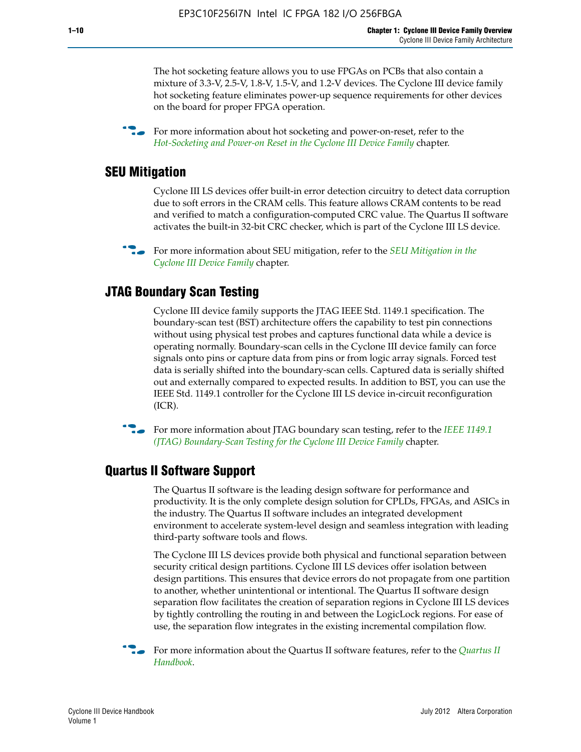The hot socketing feature allows you to use FPGAs on PCBs that also contain a mixture of 3.3-V, 2.5-V, 1.8-V, 1.5-V, and 1.2-V devices. The Cyclone III device family hot socketing feature eliminates power-up sequence requirements for other devices on the board for proper FPGA operation.

For more information about hot socketing and power-on-reset, refer to the *Hot-Socketing and Power-on Reset in the Cyclone III Device Family* chapter.

## SEU Mitigation

Cyclone III LS devices offer built-in error detection circuitry to detect data corruption due to soft errors in the CRAM cells. This feature allows CRAM contents to be read and verified to match a configuration-computed CRC value. The Quartus II software activates the built-in 32-bit CRC checker, which is part of the Cyclone III LS device.

For more information about SEU mitigation, refer to the *SEU Mitigation in the Cyclone III Device Family* chapter.

## JTAG Boundary Scan Testing

Cyclone III device family supports the JTAG IEEE Std. 1149.1 specification. The boundary-scan test (BST) architecture offers the capability to test pin connections without using physical test probes and captures functional data while a device is operating normally. Boundary-scan cells in the Cyclone III device family can force signals onto pins or capture data from pins or from logic array signals. Forced test data is serially shifted into the boundary-scan cells. Captured data is serially shifted out and externally compared to expected results. In addition to BST, you can use the IEEE Std. 1149.1 controller for the Cyclone III LS device in-circuit reconfiguration (ICR).

For more information about JTAG boundary scan testing, refer to the *IEEE 1149.1 (JTAG) Boundary-Scan Testing for the Cyclone III Device Family* chapter.

## Quartus II Software Support

The Quartus II software is the leading design software for performance and productivity. It is the only complete design solution for CPLDs, FPGAs, and ASICs in the industry. The Quartus II software includes an integrated development environment to accelerate system-level design and seamless integration with leading third-party software tools and flows.

The Cyclone III LS devices provide both physical and functional separation between security critical design partitions. Cyclone III LS devices offer isolation between design partitions. This ensures that device errors do not propagate from one partition to another, whether unintentional or intentional. The Quartus II software design separation flow facilitates the creation of separation regions in Cyclone III LS devices by tightly controlling the routing in and between the LogicLock regions. For ease of use, the separation flow integrates in the existing incremental compilation flow.

For more information about the Quartus II software features, refer to the *Quartus II Handbook*.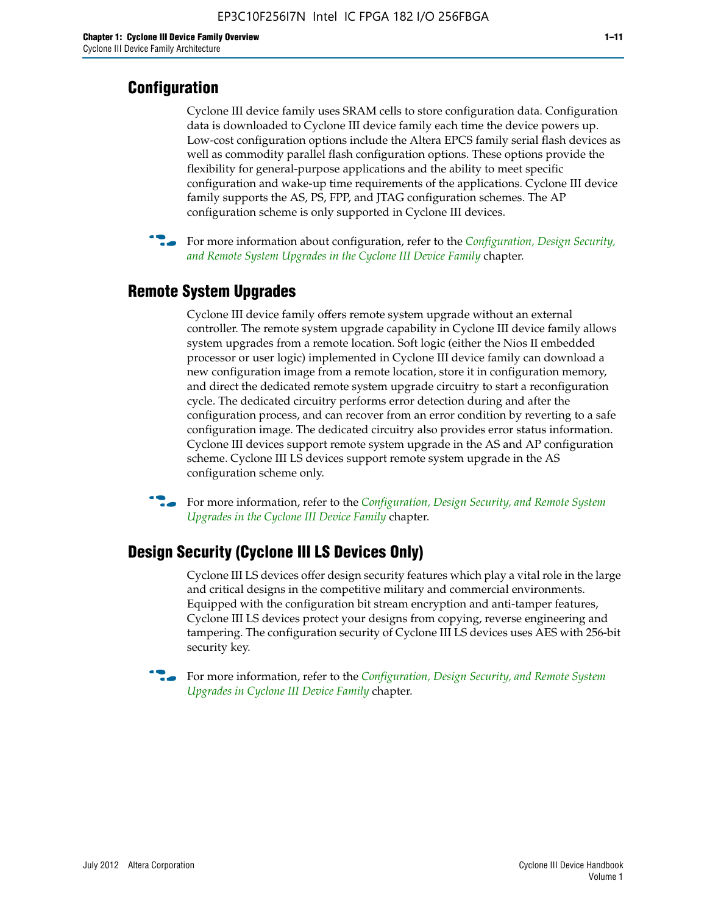## Configuration

Cyclone III device family uses SRAM cells to store configuration data. Configuration data is downloaded to Cyclone III device family each time the device powers up. Low-cost configuration options include the Altera EPCS family serial flash devices as well as commodity parallel flash configuration options. These options provide the flexibility for general-purpose applications and the ability to meet specific configuration and wake-up time requirements of the applications. Cyclone III device family supports the AS, PS, FPP, and JTAG configuration schemes. The AP configuration scheme is only supported in Cyclone III devices.

For more information about configuration, refer to the *Configuration, Design Security, and Remote System Upgrades in the Cyclone III Device Family* chapter.

## Remote System Upgrades

Cyclone III device family offers remote system upgrade without an external controller. The remote system upgrade capability in Cyclone III device family allows system upgrades from a remote location. Soft logic (either the Nios II embedded processor or user logic) implemented in Cyclone III device family can download a new configuration image from a remote location, store it in configuration memory, and direct the dedicated remote system upgrade circuitry to start a reconfiguration cycle. The dedicated circuitry performs error detection during and after the configuration process, and can recover from an error condition by reverting to a safe configuration image. The dedicated circuitry also provides error status information. Cyclone III devices support remote system upgrade in the AS and AP configuration scheme. Cyclone III LS devices support remote system upgrade in the AS configuration scheme only.

For more information, refer to the *Configuration, Design Security, and Remote System Upgrades in the Cyclone III Device Family* chapter.

## Design Security (Cyclone III LS Devices Only)

Cyclone III LS devices offer design security features which play a vital role in the large and critical designs in the competitive military and commercial environments. Equipped with the configuration bit stream encryption and anti-tamper features, Cyclone III LS devices protect your designs from copying, reverse engineering and tampering. The configuration security of Cyclone III LS devices uses AES with 256-bit security key.

For more information, refer to the *Configuration, Design Security, and Remote System Upgrades in Cyclone III Device Family* chapter.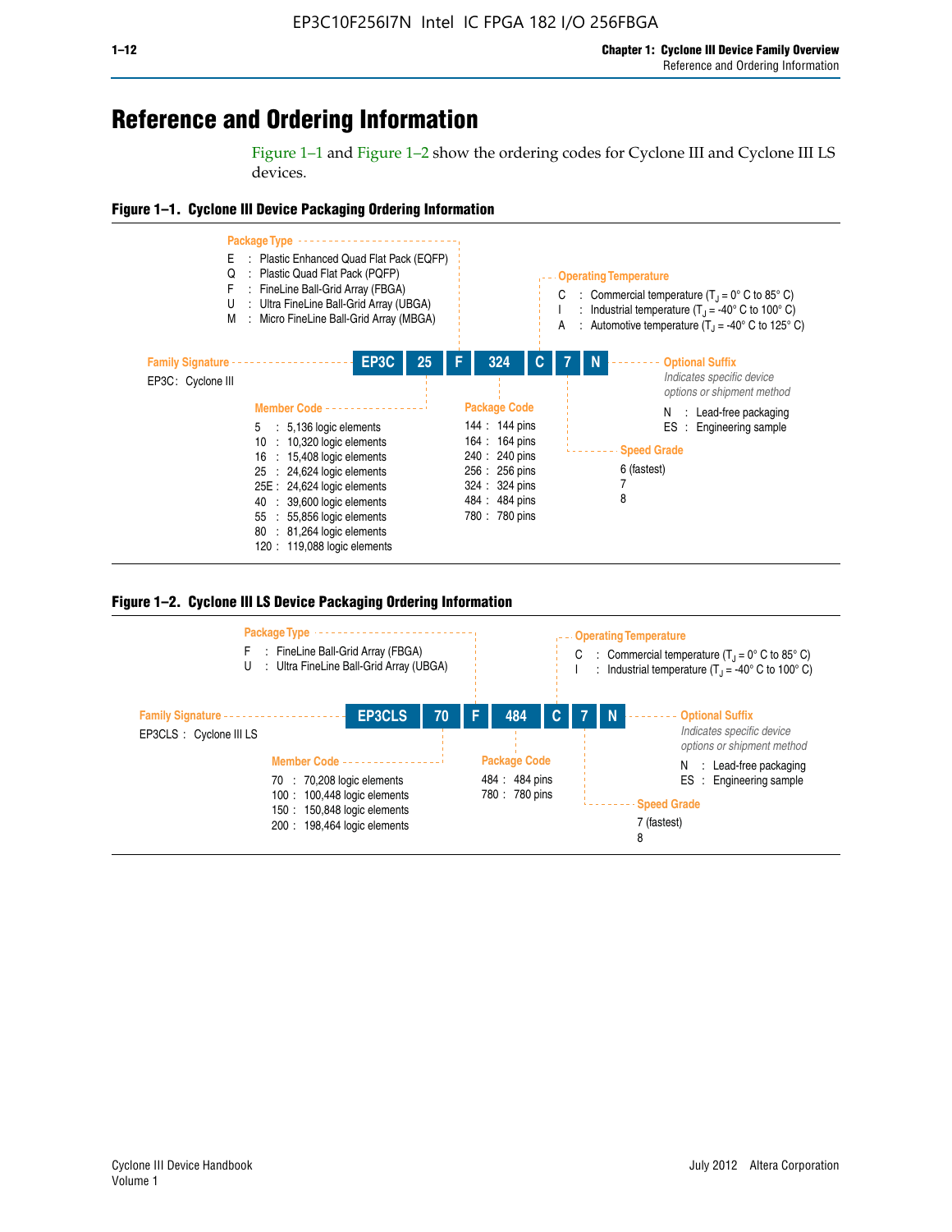# Reference and Ordering Information

Figure 1–1 and Figure 1–2 show the ordering codes for Cyclone III and Cyclone III LS devices.

**Figure 1–1. Cyclone III Device Packaging Ordering Information**

| EP3C | 25 | F | 324 | C | 7 | N |
|---|---|---|---|---|---|---|

**Family Signature**

EP3C : Cyclone III

**Member Code**

- 5 : 5,136 logic elements
- 10 : 10,320 logic elements
- 16 : 15,408 logic elements
- 25 : 24,624 logic elements
- 25E : 24,624 logic elements
- 40 : 39,600 logic elements
- 55 : 55,856 logic elements
- 80 : 81,264 logic elements
- 120 : 119,088 logic elements

**Package Type**

- E : Plastic Enhanced Quad Flat Pack (EQFP)
- Q : Plastic Quad Flat Pack (PQFP)
- F : FineLine Ball-Grid Array (FBGA)
- U : Ultra FineLine Ball-Grid Array (UBGA)
- M : Micro FineLine Ball-Grid Array (MBGA)

**Package Code**

- 144 : 144 pins
- 164 : 164 pins
- 240 : 240 pins
- 256 : 256 pins
- 324 : 324 pins
- 484 : 484 pins
- 780 : 780 pins

**Operating Temperature**

- C : Commercial temperature ($T_J$ = 0° C to 85° C)
- I : Industrial temperature ($T_J$ = -40° C to 100° C)
- A : Automotive temperature ($T_J$ = -40° C to 125° C)

**Speed Grade**

- 6 (fastest)
- 7
- 8

**Optional Suffix**

*Indicates specific device options or shipment method*

- N : Lead-free packaging
- ES : Engineering sample

**Figure 1–2. Cyclone III LS Device Packaging Ordering Information**

| EP3CLS | 70 | F | 484 | C | 7 | N |
|---|---|---|---|---|---|---|

**Family Signature**

EP3CLS : Cyclone III LS

**Member Code**

- 70 : 70,208 logic elements
- 100 : 100,448 logic elements
- 150 : 150,848 logic elements
- 200 : 198,464 logic elements

**Package Type**

- F : FineLine Ball-Grid Array (FBGA)
- U : Ultra FineLine Ball-Grid Array (UBGA)

**Package Code**

- 484 : 484 pins
- 780 : 780 pins

**Operating Temperature**

- C : Commercial temperature ($T_J$ = 0° C to 85° C)
- I : Industrial temperature ($T_J$ = -40° C to 100° C)

**Speed Grade**

- 7 (fastest)
- 8

**Optional Suffix**

*Indicates specific device options or shipment method*

- N : Lead-free packaging
- ES : Engineering sample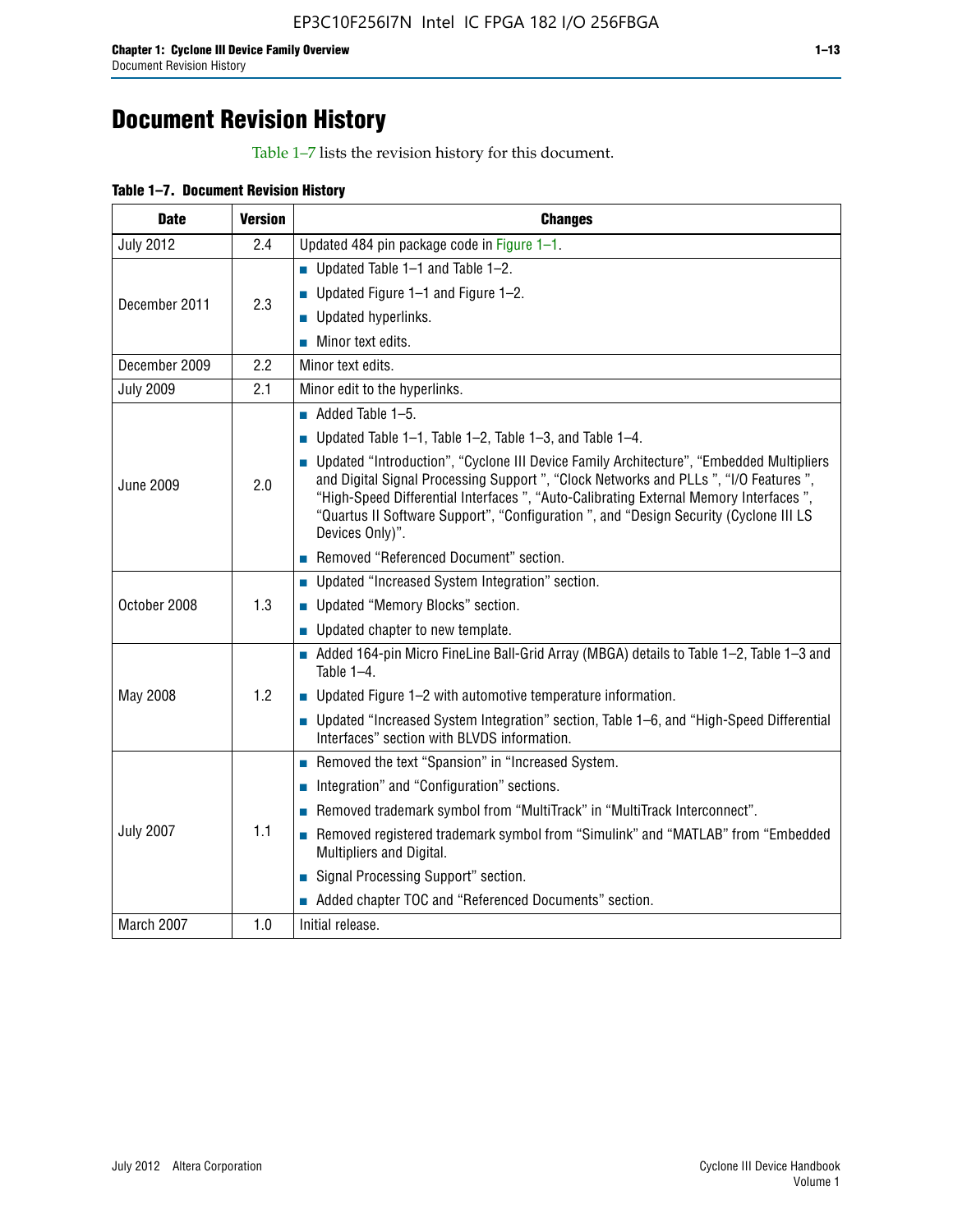# Document Revision History

Table 1–7 lists the revision history for this document.

**Table 1–7. Document Revision History**

| Date | Version | Changes |
|---|---|---|
| July 2012 | 2.4 | Updated 484 pin package code in Figure 1–1. |
| December 2011 | 2.3 | ■ Updated Table 1–1 and Table 1–2.<br>■ Updated Figure 1–1 and Figure 1–2.<br>■ Updated hyperlinks.<br>■ Minor text edits. |
| December 2009 | 2.2 | Minor text edits. |
| July 2009 | 2.1 | Minor edit to the hyperlinks. |
| June 2009 | 2.0 | ■ Added Table 1–5.<br>■ Updated Table 1–1, Table 1–2, Table 1–3, and Table 1–4.<br>■ Updated "Introduction", "Cyclone III Device Family Architecture", "Embedded Multipliers and Digital Signal Processing Support ", "Clock Networks and PLLs ", "I/O Features ", "High-Speed Differential Interfaces ", "Auto-Calibrating External Memory Interfaces ", "Quartus II Software Support", "Configuration ", and "Design Security (Cyclone III LS Devices Only)".<br>■ Removed "Referenced Document" section. |
| October 2008 | 1.3 | ■ Updated "Increased System Integration" section.<br>■ Updated "Memory Blocks" section.<br>■ Updated chapter to new template. |
| May 2008 | 1.2 | ■ Added 164-pin Micro FineLine Ball-Grid Array (MBGA) details to Table 1–2, Table 1–3 and Table 1–4.<br>■ Updated Figure 1–2 with automotive temperature information.<br>■ Updated "Increased System Integration" section, Table 1–6, and "High-Speed Differential Interfaces" section with BLVDS information. |
| July 2007 | 1.1 | ■ Removed the text "Spansion" in "Increased System.<br>■ Integration" and "Configuration" sections.<br>■ Removed trademark symbol from "MultiTrack" in "MultiTrack Interconnect".<br>■ Removed registered trademark symbol from "Simulink" and "MATLAB" from "Embedded Multipliers and Digital.<br>■ Signal Processing Support" section.<br>■ Added chapter TOC and "Referenced Documents" section. |
| March 2007 | 1.0 | Initial release. |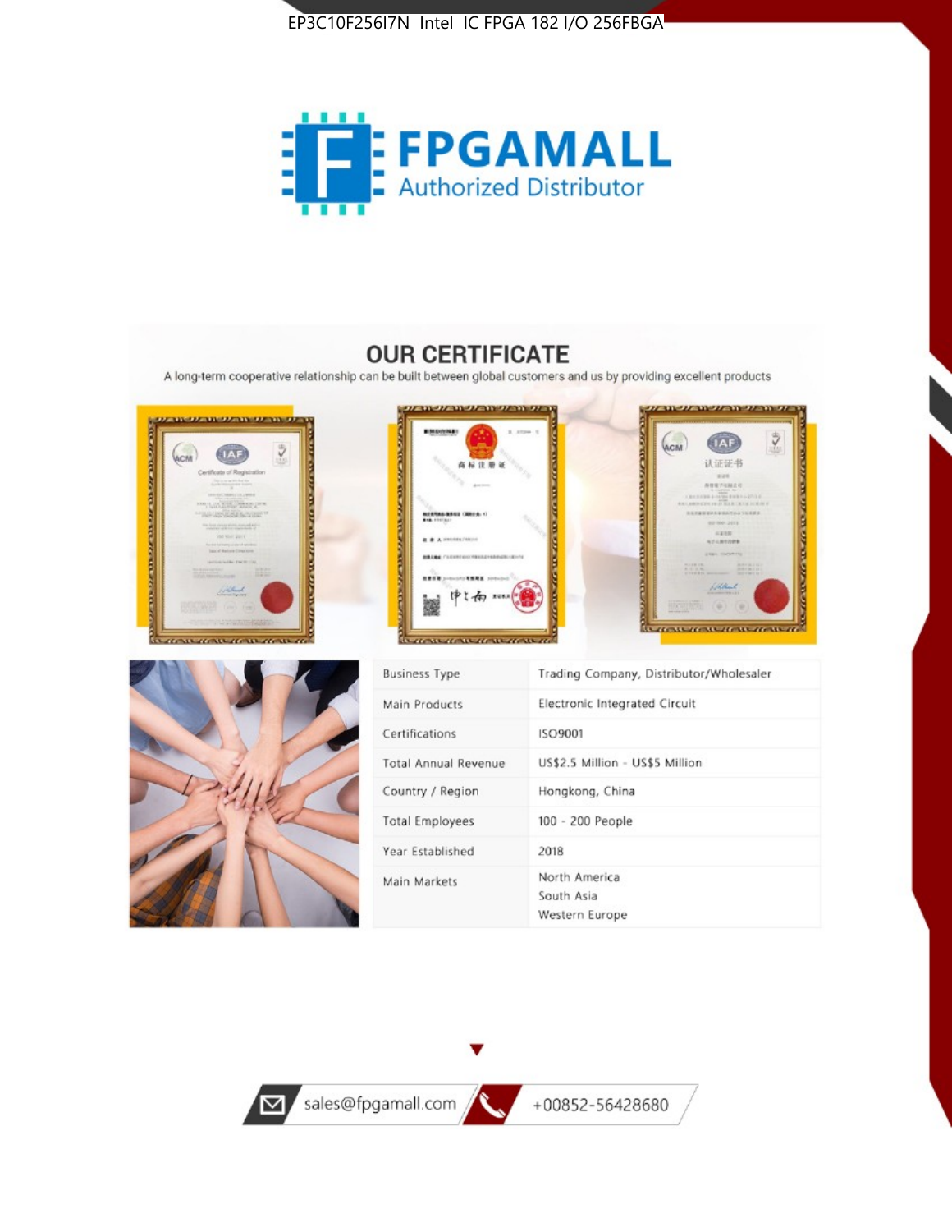FPGAMALL
Authorized Distributor

## OUR CERTIFICATE

A long-term cooperative relationship can be built between global customers and us by providing excellent products

| | |
|---|---|
| Business Type | Trading Company, Distributor/Wholesaler |
| Main Products | Electronic Integrated Circuit |
| Certifications | ISO9001 |
| Total Annual Revenue | US$2.5 Million - US$5 Million |
| Country / Region | Hongkong, China |
| Total Employees | 100 - 200 People |
| Year Established | 2018 |
| Main Markets | North America<br>South Asia<br>Western Europe |

sales@fpgamall.com

+00852-56428680